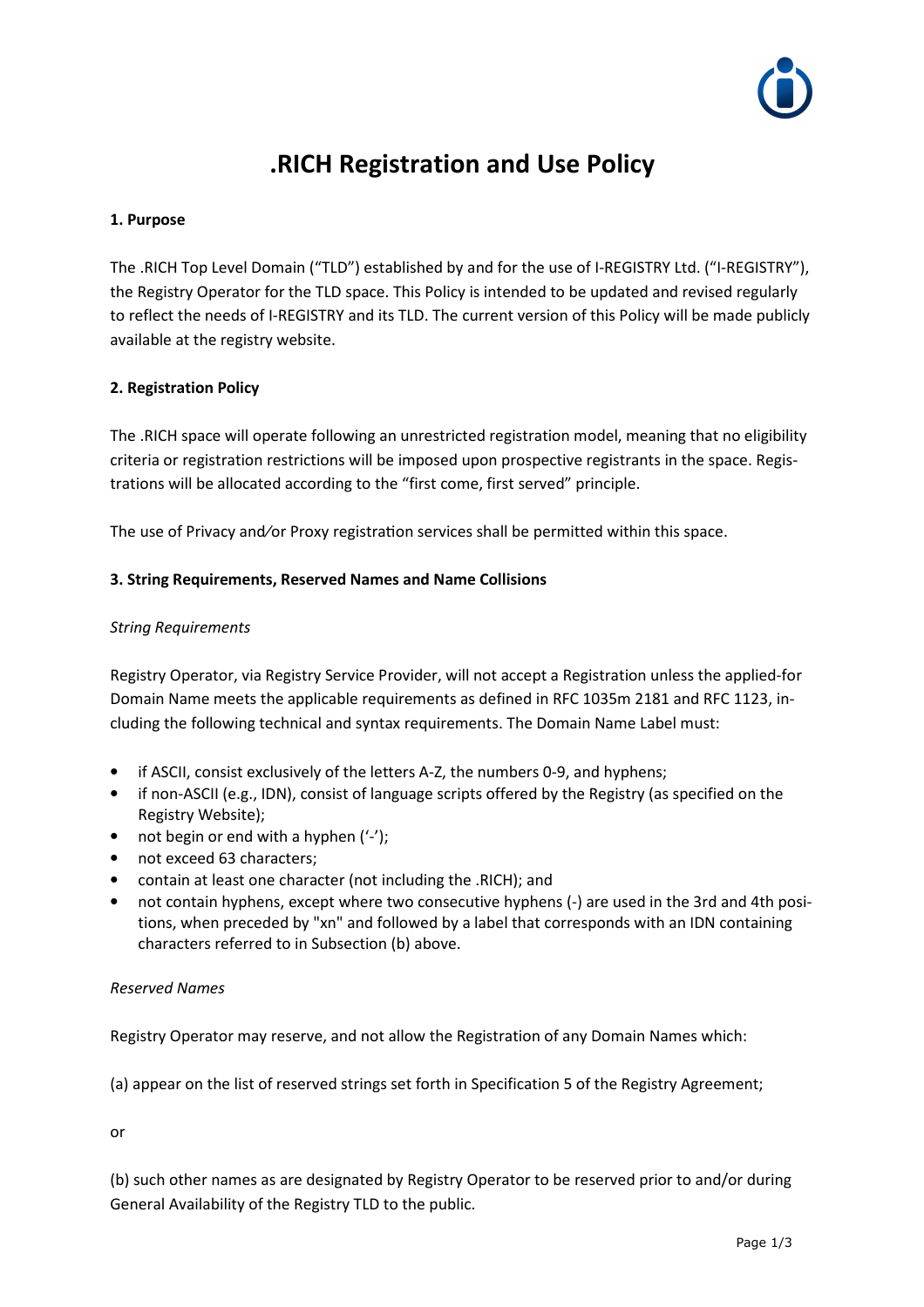# .RICH Registration and Use Policy

**1. Purpose**

The .RICH Top Level Domain ("TLD") established by and for the use of I-REGISTRY Ltd. ("I-REGISTRY"), the Registry Operator for the TLD space. This Policy is intended to be updated and revised regularly to reflect the needs of I-REGISTRY and its TLD. The current version of this Policy will be made publicly available at the registry website.

**2. Registration Policy**

The .RICH space will operate following an unrestricted registration model, meaning that no eligibility criteria or registration restrictions will be imposed upon prospective registrants in the space. Registrations will be allocated according to the "first come, first served" principle.

The use of Privacy and/or Proxy registration services shall be permitted within this space.

**3. String Requirements, Reserved Names and Name Collisions**

*String Requirements*

Registry Operator, via Registry Service Provider, will not accept a Registration unless the applied-for Domain Name meets the applicable requirements as defined in RFC 1035m 2181 and RFC 1123, including the following technical and syntax requirements. The Domain Name Label must:

- if ASCII, consist exclusively of the letters A-Z, the numbers 0-9, and hyphens;
- if non-ASCII (e.g., IDN), consist of language scripts offered by the Registry (as specified on the Registry Website);
- not begin or end with a hyphen ('-');
- not exceed 63 characters;
- contain at least one character (not including the .RICH); and
- not contain hyphens, except where two consecutive hyphens (-) are used in the 3rd and 4th positions, when preceded by "xn" and followed by a label that corresponds with an IDN containing characters referred to in Subsection (b) above.

*Reserved Names*

Registry Operator may reserve, and not allow the Registration of any Domain Names which:

(a) appear on the list of reserved strings set forth in Specification 5 of the Registry Agreement;

or

(b) such other names as are designated by Registry Operator to be reserved prior to and/or during General Availability of the Registry TLD to the public.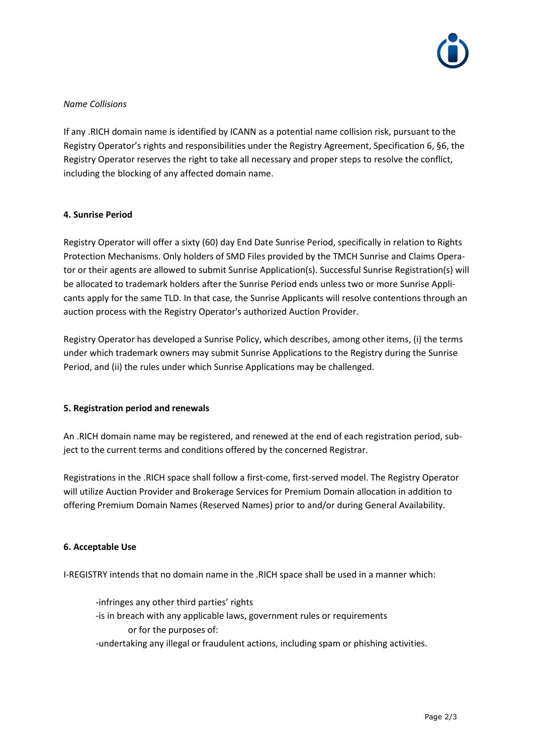*Name Collisions*

If any .RICH domain name is identified by ICANN as a potential name collision risk, pursuant to the Registry Operator's rights and responsibilities under the Registry Agreement, Specification 6, §6, the Registry Operator reserves the right to take all necessary and proper steps to resolve the conflict, including the blocking of any affected domain name.

**4. Sunrise Period**

Registry Operator will offer a sixty (60) day End Date Sunrise Period, specifically in relation to Rights Protection Mechanisms. Only holders of SMD Files provided by the TMCH Sunrise and Claims Operator or their agents are allowed to submit Sunrise Application(s). Successful Sunrise Registration(s) will be allocated to trademark holders after the Sunrise Period ends unless two or more Sunrise Applicants apply for the same TLD. In that case, the Sunrise Applicants will resolve contentions through an auction process with the Registry Operator's authorized Auction Provider.

Registry Operator has developed a Sunrise Policy, which describes, among other items, (i) the terms under which trademark owners may submit Sunrise Applications to the Registry during the Sunrise Period, and (ii) the rules under which Sunrise Applications may be challenged.

**5. Registration period and renewals**

An .RICH domain name may be registered, and renewed at the end of each registration period, subject to the current terms and conditions offered by the concerned Registrar.

Registrations in the .RICH space shall follow a first-come, first-served model. The Registry Operator will utilize Auction Provider and Brokerage Services for Premium Domain allocation in addition to offering Premium Domain Names (Reserved Names) prior to and/or during General Availability.

**6. Acceptable Use**

I-REGISTRY intends that no domain name in the .RICH space shall be used in a manner which:

- infringes any other third parties' rights
- is in breach with any applicable laws, government rules or requirements

  or for the purposes of:
- undertaking any illegal or fraudulent actions, including spam or phishing activities.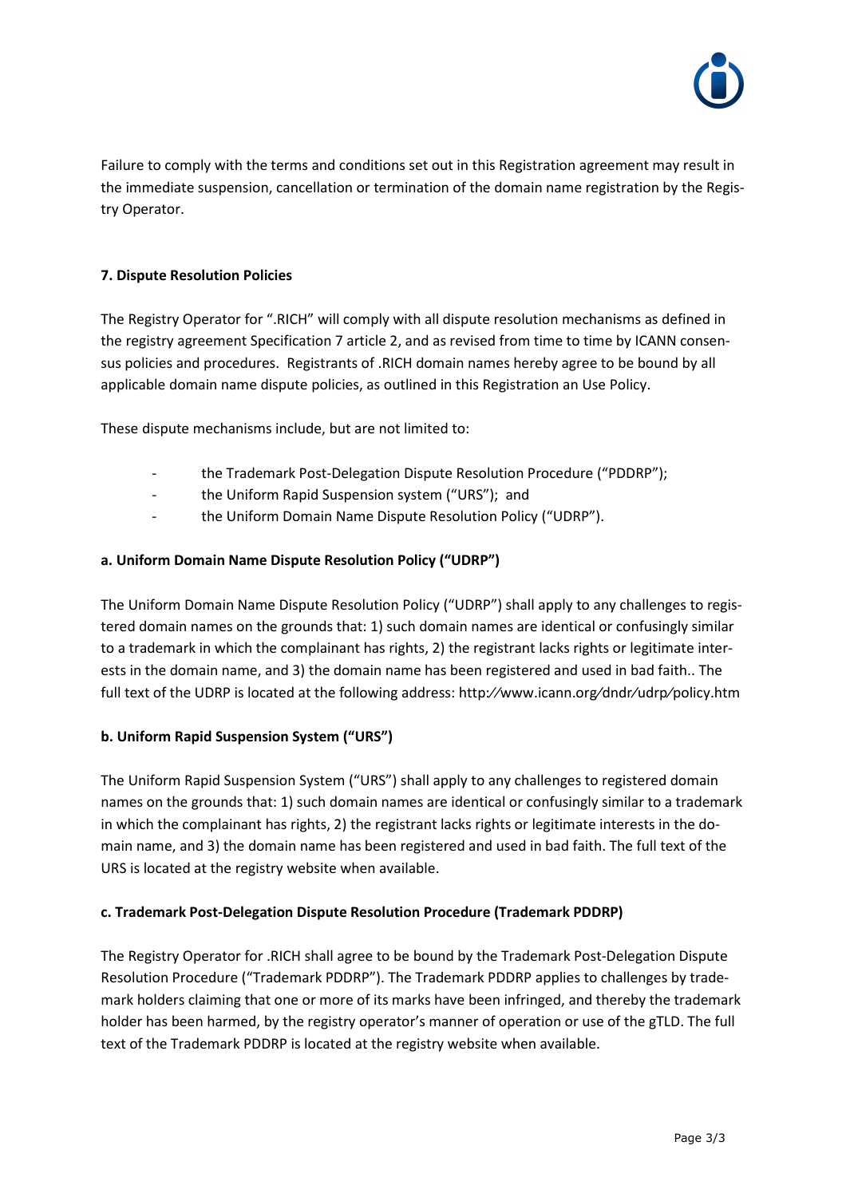Failure to comply with the terms and conditions set out in this Registration agreement may result in the immediate suspension, cancellation or termination of the domain name registration by the Registry Operator.

**7. Dispute Resolution Policies**

The Registry Operator for ".RICH" will comply with all dispute resolution mechanisms as defined in the registry agreement Specification 7 article 2, and as revised from time to time by ICANN consensus policies and procedures. Registrants of .RICH domain names hereby agree to be bound by all applicable domain name dispute policies, as outlined in this Registration an Use Policy.

These dispute mechanisms include, but are not limited to:

- the Trademark Post-Delegation Dispute Resolution Procedure ("PDDRP");
- the Uniform Rapid Suspension system ("URS"); and
- the Uniform Domain Name Dispute Resolution Policy ("UDRP").

**a. Uniform Domain Name Dispute Resolution Policy ("UDRP")**

The Uniform Domain Name Dispute Resolution Policy ("UDRP") shall apply to any challenges to registered domain names on the grounds that: 1) such domain names are identical or confusingly similar to a trademark in which the complainant has rights, 2) the registrant lacks rights or legitimate interests in the domain name, and 3) the domain name has been registered and used in bad faith.. The full text of the UDRP is located at the following address: http://www.icann.org/dndr/udrp/policy.htm

**b. Uniform Rapid Suspension System ("URS")**

The Uniform Rapid Suspension System ("URS") shall apply to any challenges to registered domain names on the grounds that: 1) such domain names are identical or confusingly similar to a trademark in which the complainant has rights, 2) the registrant lacks rights or legitimate interests in the domain name, and 3) the domain name has been registered and used in bad faith. The full text of the URS is located at the registry website when available.

**c. Trademark Post-Delegation Dispute Resolution Procedure (Trademark PDDRP)**

The Registry Operator for .RICH shall agree to be bound by the Trademark Post-Delegation Dispute Resolution Procedure ("Trademark PDDRP"). The Trademark PDDRP applies to challenges by trademark holders claiming that one or more of its marks have been infringed, and thereby the trademark holder has been harmed, by the registry operator's manner of operation or use of the gTLD. The full text of the Trademark PDDRP is located at the registry website when available.